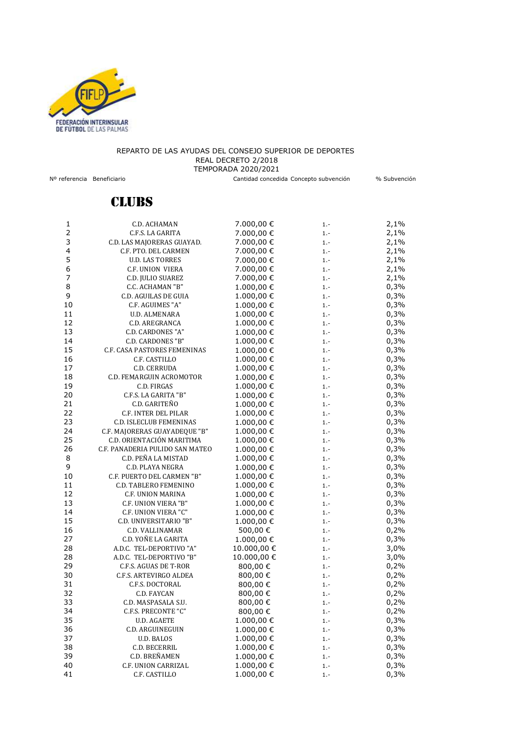FEDERACIÓN INTERINSULAR DE FÚTBOL DE LAS PALMAS

REPARTO DE LAS AYUDAS DEL CONSEJO SUPERIOR DE DEPORTES
REAL DECRETO 2/2018
TEMPORADA 2020/2021

## CLUBS

| Nº referencia | Beneficiario | Cantidad concedida | Concepto subvención | % Subvención |
|---|---|---|---|---|
| 1 | C.D. ACHAMAN | 7.000,00 € | 1.- | 2,1% |
| 2 | C.F.S. LA GARITA | 7.000,00 € | 1.- | 2,1% |
| 3 | C.D. LAS MAJORERAS GUAYAD. | 7.000,00 € | 1.- | 2,1% |
| 4 | C.F. PTO. DEL CARMEN | 7.000,00 € | 1.- | 2,1% |
| 5 | U.D. LAS TORRES | 7.000,00 € | 1.- | 2,1% |
| 6 | C.F. UNION VIERA | 7.000,00 € | 1.- | 2,1% |
| 7 | C.D. JULIO SUAREZ | 7.000,00 € | 1.- | 2,1% |
| 8 | C.C. ACHAMAN "B" | 1.000,00 € | 1.- | 0,3% |
| 9 | C.D. AGUILAS DE GUIA | 1.000,00 € | 1.- | 0,3% |
| 10 | C.F. AGUIMES "A" | 1.000,00 € | 1.- | 0,3% |
| 11 | U.D. ALMENARA | 1.000,00 € | 1.- | 0,3% |
| 12 | C.D. AREGRANCA | 1.000,00 € | 1.- | 0,3% |
| 13 | C.D. CARDONES "A" | 1.000,00 € | 1.- | 0,3% |
| 14 | C.D. CARDONES "B" | 1.000,00 € | 1.- | 0,3% |
| 15 | C.F. CASA PASTORES FEMENINAS | 1.000,00 € | 1.- | 0,3% |
| 16 | C.F. CASTILLO | 1.000,00 € | 1.- | 0,3% |
| 17 | C.D. CERRUDA | 1.000,00 € | 1.- | 0,3% |
| 18 | C.D. FEMARGUIN ACROMOTOR | 1.000,00 € | 1.- | 0,3% |
| 19 | C.D. FIRGAS | 1.000,00 € | 1.- | 0,3% |
| 20 | C.F.S. LA GARITA "B" | 1.000,00 € | 1.- | 0,3% |
| 21 | C.D. GARITEÑO | 1.000,00 € | 1.- | 0,3% |
| 22 | C.F. INTER DEL PILAR | 1.000,00 € | 1.- | 0,3% |
| 23 | C.D. ISLECLUB FEMENINAS | 1.000,00 € | 1.- | 0,3% |
| 24 | C.F. MAJORERAS GUAYADEQUE "B" | 1.000,00 € | 1.- | 0,3% |
| 25 | C.D. ORIENTACIÓN MARITIMA | 1.000,00 € | 1.- | 0,3% |
| 26 | C.F. PANADERIA PULIDO SAN MATEO | 1.000,00 € | 1.- | 0,3% |
| 8 | C.D. PEÑA LA MISTAD | 1.000,00 € | 1.- | 0,3% |
| 9 | C.D. PLAYA NEGRA | 1.000,00 € | 1.- | 0,3% |
| 10 | C.F. PUERTO DEL CARMEN "B" | 1.000,00 € | 1.- | 0,3% |
| 11 | C.D. TABLERO FEMENINO | 1.000,00 € | 1.- | 0,3% |
| 12 | C.F. UNION MARINA | 1.000,00 € | 1.- | 0,3% |
| 13 | C.F. UNION VIERA "B" | 1.000,00 € | 1.- | 0,3% |
| 14 | C.F. UNION VIERA "C" | 1.000,00 € | 1.- | 0,3% |
| 15 | C.D. UNIVERSITARIO "B" | 1.000,00 € | 1.- | 0,3% |
| 16 | C.D. VALLINAMAR | 500,00 € | 1.- | 0,2% |
| 27 | C.D. YOÑE LA GARITA | 1.000,00 € | 1.- | 0,3% |
| 28 | A.D.C. TEL-DEPORTIVO "A" | 10.000,00 € | 1.- | 3,0% |
| 28 | A.D.C. TEL-DEPORTIVO "B" | 10.000,00 € | 1.- | 3,0% |
| 29 | C.F.S. AGUAS DE T-ROR | 800,00 € | 1.- | 0,2% |
| 30 | C.F.S. ARTEVIRGO ALDEA | 800,00 € | 1.- | 0,2% |
| 31 | C.F.S. DOCTORAL | 800,00 € | 1.- | 0,2% |
| 32 | C.D. FAYCAN | 800,00 € | 1.- | 0,2% |
| 33 | C.D. MASPASALA S.U. | 800,00 € | 1.- | 0,2% |
| 34 | C.F.S. PRECONTE "C" | 800,00 € | 1.- | 0,2% |
| 35 | U.D. AGAETE | 1.000,00 € | 1.- | 0,3% |
| 36 | C.D. ARGUINEGUIN | 1.000,00 € | 1.- | 0,3% |
| 37 | U.D. BALOS | 1.000,00 € | 1.- | 0,3% |
| 38 | C.D. BECERRIL | 1.000,00 € | 1.- | 0,3% |
| 39 | C.D. BREÑAMEN | 1.000,00 € | 1.- | 0,3% |
| 40 | C.F. UNION CARRIZAL | 1.000,00 € | 1.- | 0,3% |
| 41 | C.F. CASTILLO | 1.000,00 € | 1.- | 0,3% |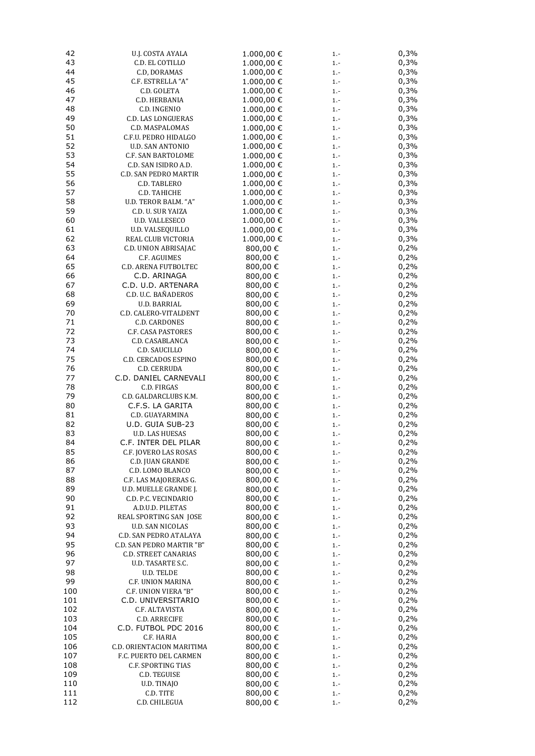| | | | | |
|---|---|---|---|---|
| 42 | U.J. COSTA AYALA | 1.000,00 € | 1.- | 0,3% |
| 43 | C.D. EL COTILLO | 1.000,00 € | 1.- | 0,3% |
| 44 | C.D, DORAMAS | 1.000,00 € | 1.- | 0,3% |
| 45 | C.F. ESTRELLA "A" | 1.000,00 € | 1.- | 0,3% |
| 46 | C.D. GOLETA | 1.000,00 € | 1.- | 0,3% |
| 47 | C.D. HERBANIA | 1.000,00 € | 1.- | 0,3% |
| 48 | C.D. INGENIO | 1.000,00 € | 1.- | 0,3% |
| 49 | C.D. LAS LONGUERAS | 1.000,00 € | 1.- | 0,3% |
| 50 | C.D. MASPALOMAS | 1.000,00 € | 1.- | 0,3% |
| 51 | C.F.U. PEDRO HIDALGO | 1.000,00 € | 1.- | 0,3% |
| 52 | U.D. SAN ANTONIO | 1.000,00 € | 1.- | 0,3% |
| 53 | C.F. SAN BARTOLOME | 1.000,00 € | 1.- | 0,3% |
| 54 | C.D. SAN ISIDRO A.D. | 1.000,00 € | 1.- | 0,3% |
| 55 | C.D. SAN PEDRO MARTIR | 1.000,00 € | 1.- | 0,3% |
| 56 | C.D. TABLERO | 1.000,00 € | 1.- | 0,3% |
| 57 | C.D. TAHICHE | 1.000,00 € | 1.- | 0,3% |
| 58 | U.D. TEROR BALM. "A" | 1.000,00 € | 1.- | 0,3% |
| 59 | C.D. U. SUR YAIZA | 1.000,00 € | 1.- | 0,3% |
| 60 | U.D. VALLESECO | 1.000,00 € | 1.- | 0,3% |
| 61 | U.D. VALSEQUILLO | 1.000,00 € | 1.- | 0,3% |
| 62 | REAL CLUB VICTORIA | 1.000,00 € | 1.- | 0,3% |
| 63 | C.D. UNION ABRISAJAC | 800,00 € | 1.- | 0,2% |
| 64 | C.F. AGUIMES | 800,00 € | 1.- | 0,2% |
| 65 | C.D. ARENA FUTBOLTEC | 800,00 € | 1.- | 0,2% |
| 66 | C.D. ARINAGA | 800,00 € | 1.- | 0,2% |
| 67 | C.D. U.D. ARTENARA | 800,00 € | 1.- | 0,2% |
| 68 | C.D. U.C. BAÑADEROS | 800,00 € | 1.- | 0,2% |
| 69 | U.D. BARRIAL | 800,00 € | 1.- | 0,2% |
| 70 | C.D. CALERO-VITALDENT | 800,00 € | 1.- | 0,2% |
| 71 | C.D. CARDONES | 800,00 € | 1.- | 0,2% |
| 72 | C.F. CASA PASTORES | 800,00 € | 1.- | 0,2% |
| 73 | C.D. CASABLANCA | 800,00 € | 1.- | 0,2% |
| 74 | C.D. SAUCILLO | 800,00 € | 1.- | 0,2% |
| 75 | C.D. CERCADOS ESPINO | 800,00 € | 1.- | 0,2% |
| 76 | C.D. CERRUDA | 800,00 € | 1.- | 0,2% |
| 77 | C.D. DANIEL CARNEVALI | 800,00 € | 1.- | 0,2% |
| 78 | C.D. FIRGAS | 800,00 € | 1.- | 0,2% |
| 79 | C.D. GALDARCLUBS K.M. | 800,00 € | 1.- | 0,2% |
| 80 | C.F.S. LA GARITA | 800,00 € | 1.- | 0,2% |
| 81 | C.D. GUAYARMINA | 800,00 € | 1.- | 0,2% |
| 82 | U.D. GUIA SUB-23 | 800,00 € | 1.- | 0,2% |
| 83 | U.D. LAS HUESAS | 800,00 € | 1.- | 0,2% |
| 84 | C.F. INTER DEL PILAR | 800,00 € | 1.- | 0,2% |
| 85 | C.F. JOVERO LAS ROSAS | 800,00 € | 1.- | 0,2% |
| 86 | C.D. JUAN GRANDE | 800,00 € | 1.- | 0,2% |
| 87 | C.D. LOMO BLANCO | 800,00 € | 1.- | 0,2% |
| 88 | C.F. LAS MAJORERAS G. | 800,00 € | 1.- | 0,2% |
| 89 | U.D. MUELLE GRANDE J. | 800,00 € | 1.- | 0,2% |
| 90 | C.D. P.C. VECINDARIO | 800,00 € | 1.- | 0,2% |
| 91 | A.D.U.D. PILETAS | 800,00 € | 1.- | 0,2% |
| 92 | REAL SPORTING SAN JOSE | 800,00 € | 1.- | 0,2% |
| 93 | U.D. SAN NICOLAS | 800,00 € | 1.- | 0,2% |
| 94 | C.D. SAN PEDRO ATALAYA | 800,00 € | 1.- | 0,2% |
| 95 | C.D. SAN PEDRO MARTIR "B" | 800,00 € | 1.- | 0,2% |
| 96 | C.D. STREET CANARIAS | 800,00 € | 1.- | 0,2% |
| 97 | U.D. TASARTE S.C. | 800,00 € | 1.- | 0,2% |
| 98 | U.D. TELDE | 800,00 € | 1.- | 0,2% |
| 99 | C.F. UNION MARINA | 800,00 € | 1.- | 0,2% |
| 100 | C.F. UNION VIERA "B" | 800,00 € | 1.- | 0,2% |
| 101 | C.D. UNIVERSITARIO | 800,00 € | 1.- | 0,2% |
| 102 | C.F. ALTAVISTA | 800,00 € | 1.- | 0,2% |
| 103 | C.D. ARRECIFE | 800,00 € | 1.- | 0,2% |
| 104 | C.D. FUTBOL PDC 2016 | 800,00 € | 1.- | 0,2% |
| 105 | C.F. HARIA | 800,00 € | 1.- | 0,2% |
| 106 | C.D. ORIENTACION MARITIMA | 800,00 € | 1.- | 0,2% |
| 107 | F.C. PUERTO DEL CARMEN | 800,00 € | 1.- | 0,2% |
| 108 | C.F. SPORTING TIAS | 800,00 € | 1.- | 0,2% |
| 109 | C.D. TEGUISE | 800,00 € | 1.- | 0,2% |
| 110 | U.D. TINAJO | 800,00 € | 1.- | 0,2% |
| 111 | C.D. TITE | 800,00 € | 1.- | 0,2% |
| 112 | C.D. CHILEGUA | 800,00 € | 1.- | 0,2% |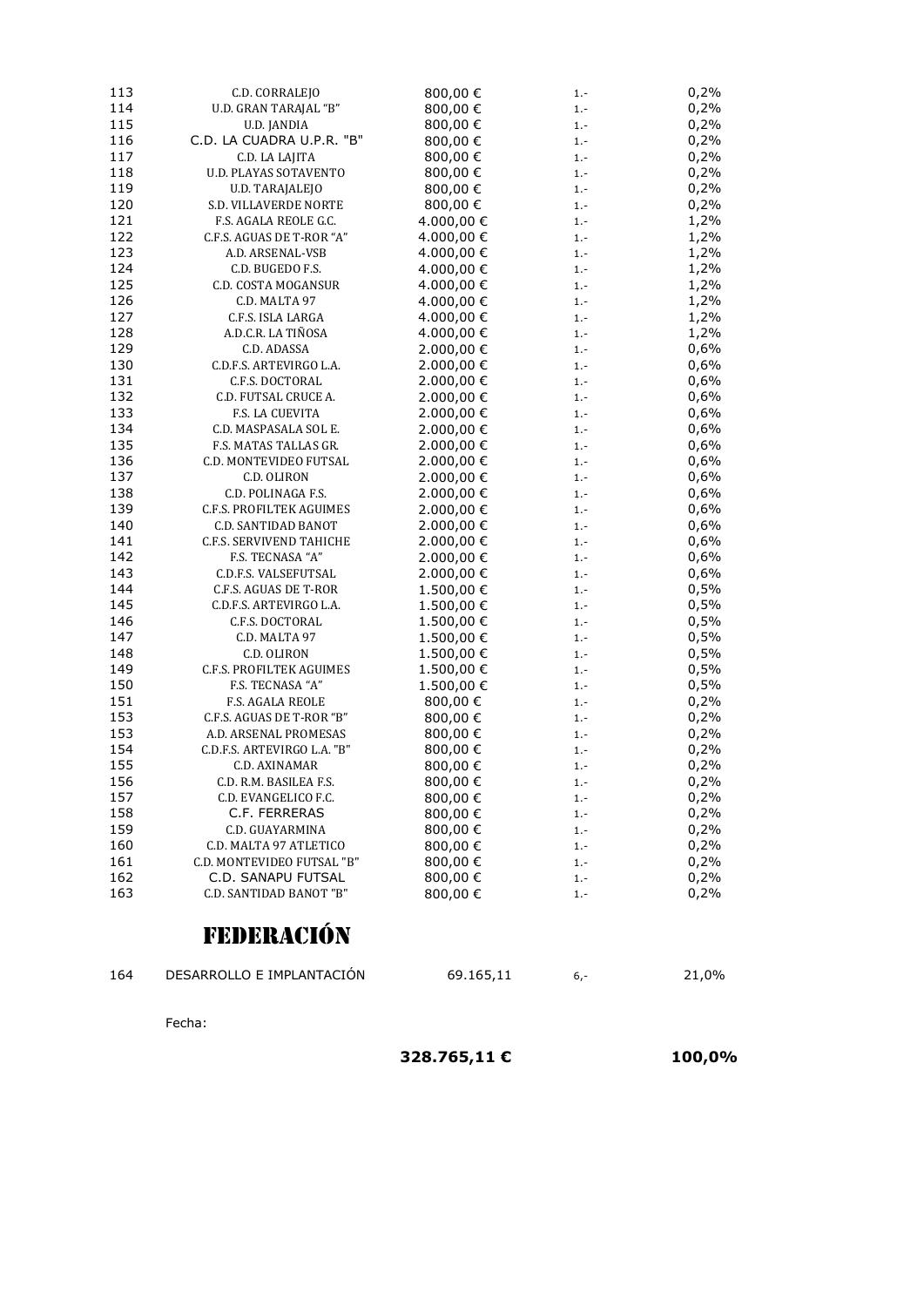| | | | | |
|---|---|---|---|---|
| 113 | C.D. CORRALEJO | 800,00 € | 1.- | 0,2% |
| 114 | U.D. GRAN TARAJAL "B" | 800,00 € | 1.- | 0,2% |
| 115 | U.D. JANDIA | 800,00 € | 1.- | 0,2% |
| 116 | C.D. LA CUADRA U.P.R. "B" | 800,00 € | 1.- | 0,2% |
| 117 | C.D. LA LAJITA | 800,00 € | 1.- | 0,2% |
| 118 | U.D. PLAYAS SOTAVENTO | 800,00 € | 1.- | 0,2% |
| 119 | U.D. TARAJALEJO | 800,00 € | 1.- | 0,2% |
| 120 | S.D. VILLAVERDE NORTE | 800,00 € | 1.- | 0,2% |
| 121 | F.S. AGALA REOLE G.C. | 4.000,00 € | 1.- | 1,2% |
| 122 | C.F.S. AGUAS DE T-ROR "A" | 4.000,00 € | 1.- | 1,2% |
| 123 | A.D. ARSENAL-VSB | 4.000,00 € | 1.- | 1,2% |
| 124 | C.D. BUGEDO F.S. | 4.000,00 € | 1.- | 1,2% |
| 125 | C.D. COSTA MOGANSUR | 4.000,00 € | 1.- | 1,2% |
| 126 | C.D. MALTA 97 | 4.000,00 € | 1.- | 1,2% |
| 127 | C.F.S. ISLA LARGA | 4.000,00 € | 1.- | 1,2% |
| 128 | A.D.C.R. LA TIÑOSA | 4.000,00 € | 1.- | 1,2% |
| 129 | C.D. ADASSA | 2.000,00 € | 1.- | 0,6% |
| 130 | C.D.F.S. ARTEVIRGO L.A. | 2.000,00 € | 1.- | 0,6% |
| 131 | C.F.S. DOCTORAL | 2.000,00 € | 1.- | 0,6% |
| 132 | C.D. FUTSAL CRUCE A. | 2.000,00 € | 1.- | 0,6% |
| 133 | F.S. LA CUEVITA | 2.000,00 € | 1.- | 0,6% |
| 134 | C.D. MASPASALA SOL E. | 2.000,00 € | 1.- | 0,6% |
| 135 | F.S. MATAS TALLAS GR. | 2.000,00 € | 1.- | 0,6% |
| 136 | C.D. MONTEVIDEO FUTSAL | 2.000,00 € | 1.- | 0,6% |
| 137 | C.D. OLIRON | 2.000,00 € | 1.- | 0,6% |
| 138 | C.D. POLINAGA F.S. | 2.000,00 € | 1.- | 0,6% |
| 139 | C.F.S. PROFILTEK AGUIMES | 2.000,00 € | 1.- | 0,6% |
| 140 | C.D. SANTIDAD BANOT | 2.000,00 € | 1.- | 0,6% |
| 141 | C.F.S. SERVIVEND TAHICHE | 2.000,00 € | 1.- | 0,6% |
| 142 | F.S. TECNASA "A" | 2.000,00 € | 1.- | 0,6% |
| 143 | C.D.F.S. VALSEFUTSAL | 2.000,00 € | 1.- | 0,6% |
| 144 | C.F.S. AGUAS DE T-ROR | 1.500,00 € | 1.- | 0,5% |
| 145 | C.D.F.S. ARTEVIRGO L.A. | 1.500,00 € | 1.- | 0,5% |
| 146 | C.F.S. DOCTORAL | 1.500,00 € | 1.- | 0,5% |
| 147 | C.D. MALTA 97 | 1.500,00 € | 1.- | 0,5% |
| 148 | C.D. OLIRON | 1.500,00 € | 1.- | 0,5% |
| 149 | C.F.S. PROFILTEK AGUIMES | 1.500,00 € | 1.- | 0,5% |
| 150 | F.S. TECNASA "A" | 1.500,00 € | 1.- | 0,5% |
| 151 | F.S. AGALA REOLE | 800,00 € | 1.- | 0,2% |
| 153 | C.F.S. AGUAS DE T-ROR "B" | 800,00 € | 1.- | 0,2% |
| 153 | A.D. ARSENAL PROMESAS | 800,00 € | 1.- | 0,2% |
| 154 | C.D.F.S. ARTEVIRGO L.A. "B" | 800,00 € | 1.- | 0,2% |
| 155 | C.D. AXINAMAR | 800,00 € | 1.- | 0,2% |
| 156 | C.D. R.M. BASILEA F.S. | 800,00 € | 1.- | 0,2% |
| 157 | C.D. EVANGELICO F.C. | 800,00 € | 1.- | 0,2% |
| 158 | C.F. FERRERAS | 800,00 € | 1.- | 0,2% |
| 159 | C.D. GUAYARMINA | 800,00 € | 1.- | 0,2% |
| 160 | C.D. MALTA 97 ATLETICO | 800,00 € | 1.- | 0,2% |
| 161 | C.D. MONTEVIDEO FUTSAL "B" | 800,00 € | 1.- | 0,2% |
| 162 | C.D. SANAPU FUTSAL | 800,00 € | 1.- | 0,2% |
| 163 | C.D. SANTIDAD BANOT "B" | 800,00 € | 1.- | 0,2% |

## FEDERACIÓN

| | | | | |
|---|---|---|---|---|
| 164 | DESARROLLO E IMPLANTACIÓN | 69.165,11 | 6,- | 21,0% |

Fecha:

**328.765,11 €** **100,0%**